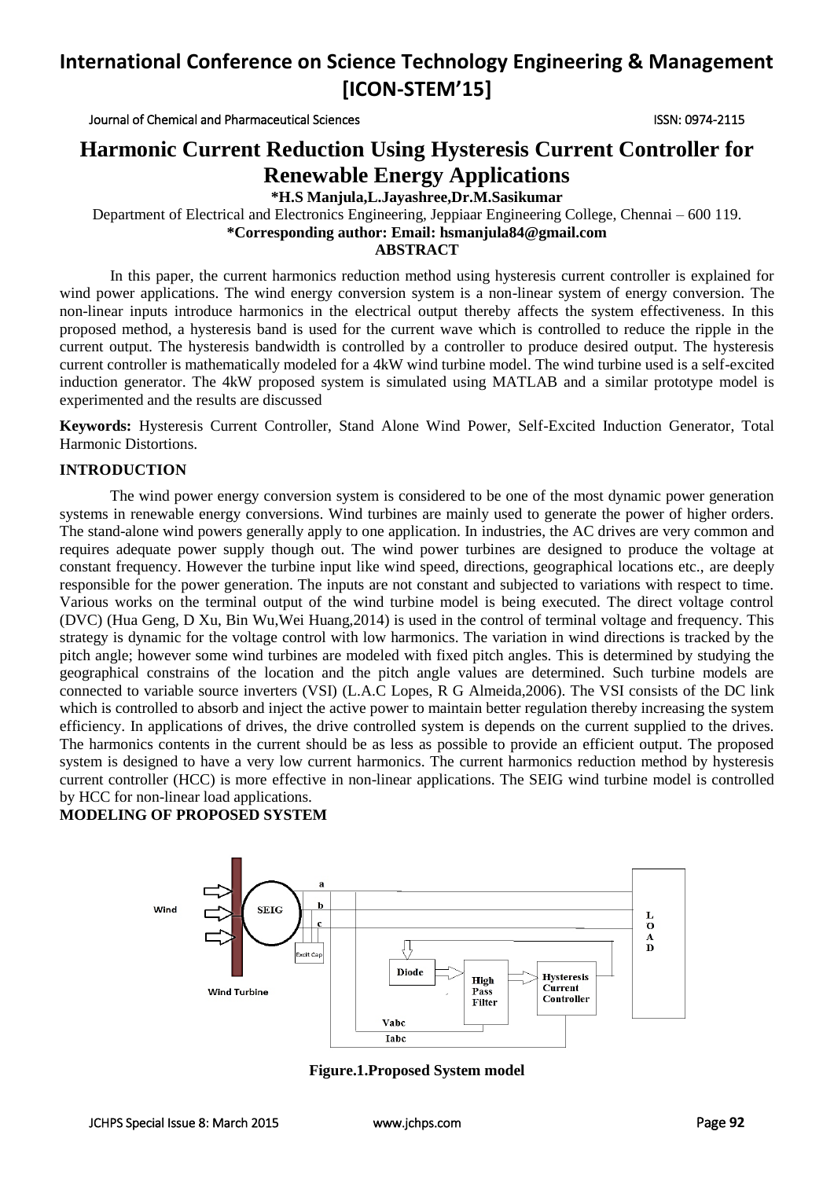# International Conference on Science Technology Engineering & Management [ICON-STEM'15]

Journal of Chemical and Pharmaceutical Sciences ISSN: 0974-2115

# Harmonic Current Reduction Using Hysteresis Current Controller for Renewable Energy Applications

**\*H.S Manjula,L.Jayashree,Dr.M.Sasikumar**

Department of Electrical and Electronics Engineering, Jeppiaar Engineering College, Chennai – 600 119.

**\*Corresponding author: Email: hsmanjula84@gmail.com**

**ABSTRACT**

In this paper, the current harmonics reduction method using hysteresis current controller is explained for wind power applications. The wind energy conversion system is a non-linear system of energy conversion. The non-linear inputs introduce harmonics in the electrical output thereby affects the system effectiveness. In this proposed method, a hysteresis band is used for the current wave which is controlled to reduce the ripple in the current output. The hysteresis bandwidth is controlled by a controller to produce desired output. The hysteresis current controller is mathematically modeled for a 4kW wind turbine model. The wind turbine used is a self-excited induction generator. The 4kW proposed system is simulated using MATLAB and a similar prototype model is experimented and the results are discussed

**Keywords:** Hysteresis Current Controller, Stand Alone Wind Power, Self-Excited Induction Generator, Total Harmonic Distortions.

**INTRODUCTION**

The wind power energy conversion system is considered to be one of the most dynamic power generation systems in renewable energy conversions. Wind turbines are mainly used to generate the power of higher orders. The stand-alone wind powers generally apply to one application. In industries, the AC drives are very common and requires adequate power supply though out. The wind power turbines are designed to produce the voltage at constant frequency. However the turbine input like wind speed, directions, geographical locations etc., are deeply responsible for the power generation. The inputs are not constant and subjected to variations with respect to time. Various works on the terminal output of the wind turbine model is being executed. The direct voltage control (DVC) (Hua Geng, D Xu, Bin Wu,Wei Huang,2014) is used in the control of terminal voltage and frequency. This strategy is dynamic for the voltage control with low harmonics. The variation in wind directions is tracked by the pitch angle; however some wind turbines are modeled with fixed pitch angles. This is determined by studying the geographical constrains of the location and the pitch angle values are determined. Such turbine models are connected to variable source inverters (VSI) (L.A.C Lopes, R G Almeida,2006). The VSI consists of the DC link which is controlled to absorb and inject the active power to maintain better regulation thereby increasing the system efficiency. In applications of drives, the drive controlled system is depends on the current supplied to the drives. The harmonics contents in the current should be as less as possible to provide an efficient output. The proposed system is designed to have a very low current harmonics. The current harmonics reduction method by hysteresis current controller (HCC) is more effective in non-linear applications. The SEIG wind turbine model is controlled by HCC for non-linear load applications.

**MODELING OF PROPOSED SYSTEM**

Wind
SEIG
a
b
c
Excit Cap
Wind Turbine
Diode
High Pass Filter
Hysteresis Current Controller
Vabc
Iabc
LOAD

**Figure.1.Proposed System model**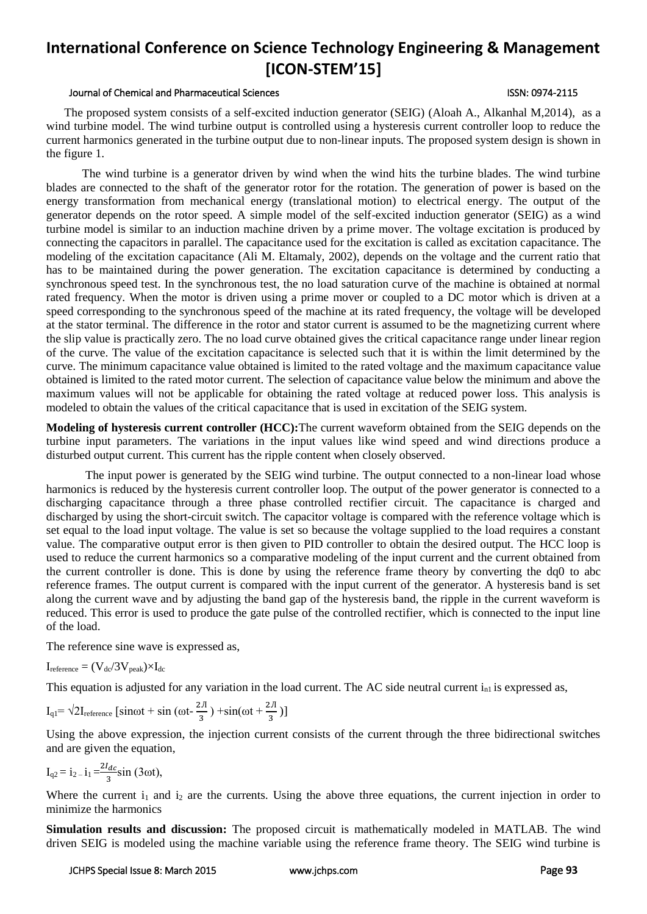The proposed system consists of a self-excited induction generator (SEIG) (Aloah A., Alkanhal M,2014), as a wind turbine model. The wind turbine output is controlled using a hysteresis current controller loop to reduce the current harmonics generated in the turbine output due to non-linear inputs. The proposed system design is shown in the figure 1.

The wind turbine is a generator driven by wind when the wind hits the turbine blades. The wind turbine blades are connected to the shaft of the generator rotor for the rotation. The generation of power is based on the energy transformation from mechanical energy (translational motion) to electrical energy. The output of the generator depends on the rotor speed. A simple model of the self-excited induction generator (SEIG) as a wind turbine model is similar to an induction machine driven by a prime mover. The voltage excitation is produced by connecting the capacitors in parallel. The capacitance used for the excitation is called as excitation capacitance. The modeling of the excitation capacitance (Ali M. Eltamaly, 2002), depends on the voltage and the current ratio that has to be maintained during the power generation. The excitation capacitance is determined by conducting a synchronous speed test. In the synchronous test, the no load saturation curve of the machine is obtained at normal rated frequency. When the motor is driven using a prime mover or coupled to a DC motor which is driven at a speed corresponding to the synchronous speed of the machine at its rated frequency, the voltage will be developed at the stator terminal. The difference in the rotor and stator current is assumed to be the magnetizing current where the slip value is practically zero. The no load curve obtained gives the critical capacitance range under linear region of the curve. The value of the excitation capacitance is selected such that it is within the limit determined by the curve. The minimum capacitance value obtained is limited to the rated voltage and the maximum capacitance value obtained is limited to the rated motor current. The selection of capacitance value below the minimum and above the maximum values will not be applicable for obtaining the rated voltage at reduced power loss. This analysis is modeled to obtain the values of the critical capacitance that is used in excitation of the SEIG system.

**Modeling of hysteresis current controller (HCC):** The current waveform obtained from the SEIG depends on the turbine input parameters. The variations in the input values like wind speed and wind directions produce a disturbed output current. This current has the ripple content when closely observed.

The input power is generated by the SEIG wind turbine. The output connected to a non-linear load whose harmonics is reduced by the hysteresis current controller loop. The output of the power generator is connected to a discharging capacitance through a three phase controlled rectifier circuit. The capacitance is charged and discharged by using the short-circuit switch. The capacitor voltage is compared with the reference voltage which is set equal to the load input voltage. The value is set so because the voltage supplied to the load requires a constant value. The comparative output error is then given to PID controller to obtain the desired output. The HCC loop is used to reduce the current harmonics so a comparative modeling of the input current and the current obtained from the current controller is done. This is done by using the reference frame theory by converting the dq0 to abc reference frames. The output current is compared with the input current of the generator. A hysteresis band is set along the current wave and by adjusting the band gap of the hysteresis band, the ripple in the current waveform is reduced. This error is used to produce the gate pulse of the controlled rectifier, which is connected to the input line of the load.

The reference sine wave is expressed as,

$$I_{reference} = (V_{dc}/3V_{peak}) \times I_{dc}$$

This equation is adjusted for any variation in the load current. The AC side neutral current $i_{n1}$ is expressed as,

$$I_{q1} = \sqrt{2}I_{reference}\,[\sin\omega t + \sin(\omega t - \tfrac{2\pi}{3}) + \sin(\omega t + \tfrac{2\pi}{3})]$$

Using the above expression, the injection current consists of the current through the three bidirectional switches and are given the equation,

$$I_{q2} = i_2 - i_1 = \frac{2I_{dc}}{3}\sin(3\omega t),$$

Where the current $i_1$ and $i_2$ are the currents. Using the above three equations, the current injection in order to minimize the harmonics

**Simulation results and discussion:** The proposed circuit is mathematically modeled in MATLAB. The wind driven SEIG is modeled using the machine variable using the reference frame theory. The SEIG wind turbine is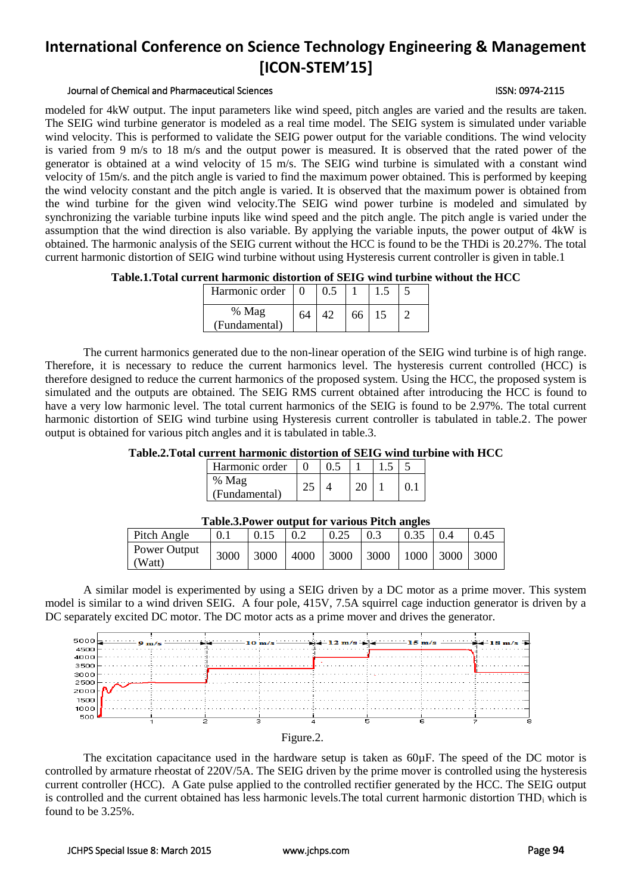modeled for 4kW output. The input parameters like wind speed, pitch angles are varied and the results are taken. The SEIG wind turbine generator is modeled as a real time model. The SEIG system is simulated under variable wind velocity. This is performed to validate the SEIG power output for the variable conditions. The wind velocity is varied from 9 m/s to 18 m/s and the output power is measured. It is observed that the rated power of the generator is obtained at a wind velocity of 15 m/s. The SEIG wind turbine is simulated with a constant wind velocity of 15m/s. and the pitch angle is varied to find the maximum power obtained. This is performed by keeping the wind velocity constant and the pitch angle is varied. It is observed that the maximum power is obtained from the wind turbine for the given wind velocity.The SEIG wind power turbine is modeled and simulated by synchronizing the variable turbine inputs like wind speed and the pitch angle. The pitch angle is varied under the assumption that the wind direction is also variable. By applying the variable inputs, the power output of 4kW is obtained. The harmonic analysis of the SEIG current without the HCC is found to be the THDi is 20.27%. The total current harmonic distortion of SEIG wind turbine without using Hysteresis current controller is given in table.1

**Table.1.Total current harmonic distortion of SEIG wind turbine without the HCC**

| Harmonic order | 0 | 0.5 | 1 | 1.5 | 5 |
|---|---|---|---|---|---|
| % Mag (Fundamental) | 64 | 42 | 66 | 15 | 2 |

The current harmonics generated due to the non-linear operation of the SEIG wind turbine is of high range. Therefore, it is necessary to reduce the current harmonics level. The hysteresis current controlled (HCC) is therefore designed to reduce the current harmonics of the proposed system. Using the HCC, the proposed system is simulated and the outputs are obtained. The SEIG RMS current obtained after introducing the HCC is found to have a very low harmonic level. The total current harmonics of the SEIG is found to be 2.97%. The total current harmonic distortion of SEIG wind turbine using Hysteresis current controller is tabulated in table.2. The power output is obtained for various pitch angles and it is tabulated in table.3.

**Table.2.Total current harmonic distortion of SEIG wind turbine with HCC**

| Harmonic order | 0 | 0.5 | 1 | 1.5 | 5 |
|---|---|---|---|---|---|
| % Mag (Fundamental) | 25 | 4 | 20 | 1 | 0.1 |

**Table.3.Power output for various Pitch angles**

| Pitch Angle | 0.1 | 0.15 | 0.2 | 0.25 | 0.3 | 0.35 | 0.4 | 0.45 |
|---|---|---|---|---|---|---|---|---|
| Power Output (Watt) | 3000 | 3000 | 4000 | 3000 | 3000 | 1000 | 3000 | 3000 |

A similar model is experimented by using a SEIG driven by a DC motor as a prime mover. This system model is similar to a wind driven SEIG. A four pole, 415V, 7.5A squirrel cage induction generator is driven by a DC separately excited DC motor. The DC motor acts as a prime mover and drives the generator.

9 m/s
10 m/s
12 m/s
15 m/s
18 m/s
5000
4500
4000
3500
3000
2500
2000
1500
1000
500
1 2 3 4 5 6 7 8

Figure.2.

The excitation capacitance used in the hardware setup is taken as 60µF. The speed of the DC motor is controlled by armature rheostat of 220V/5A. The SEIG driven by the prime mover is controlled using the hysteresis current controller (HCC). A Gate pulse applied to the controlled rectifier generated by the HCC. The SEIG output is controlled and the current obtained has less harmonic levels.The total current harmonic distortion $THD_i$ which is found to be 3.25%.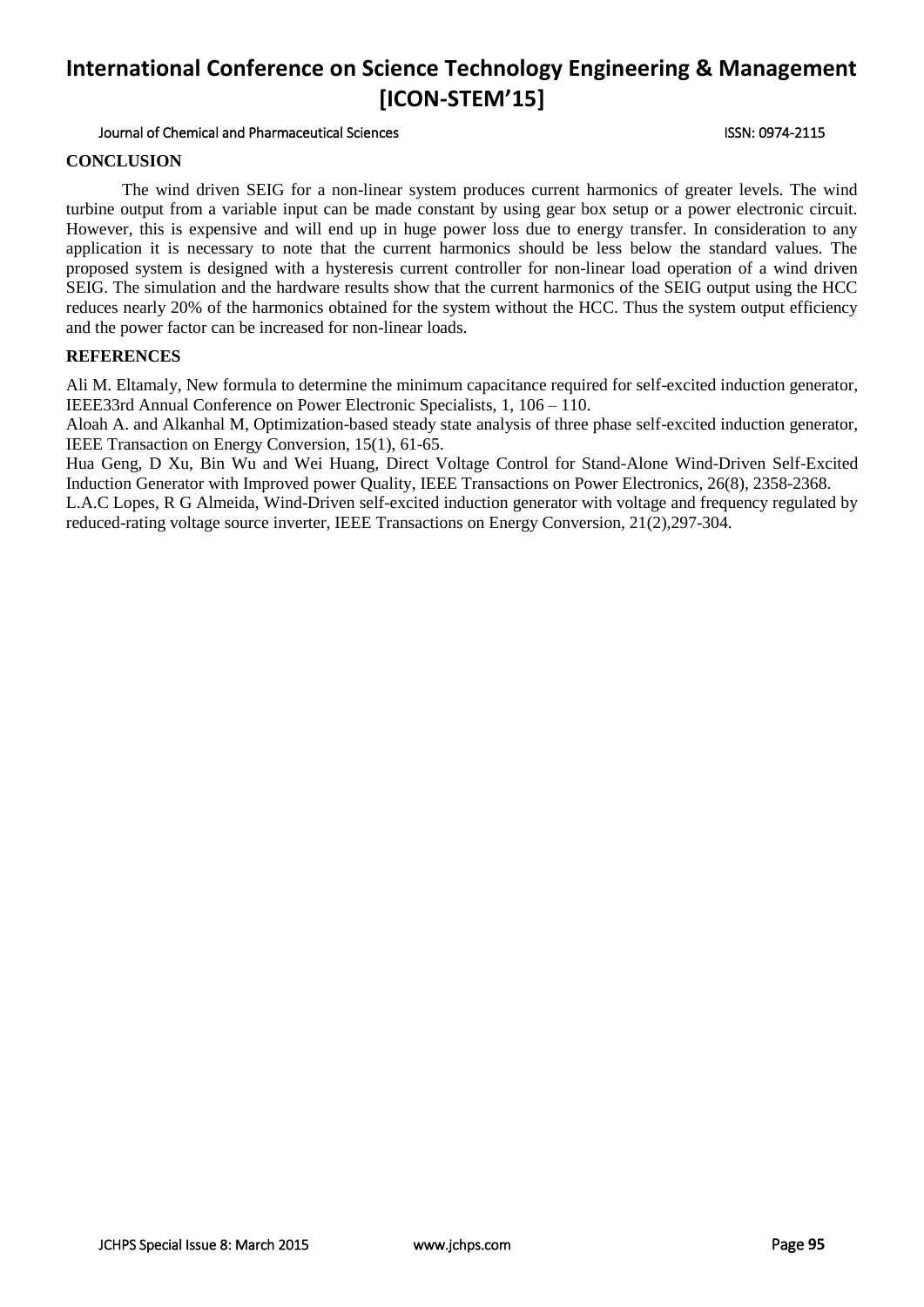## CONCLUSION

The wind driven SEIG for a non-linear system produces current harmonics of greater levels. The wind turbine output from a variable input can be made constant by using gear box setup or a power electronic circuit. However, this is expensive and will end up in huge power loss due to energy transfer. In consideration to any application it is necessary to note that the current harmonics should be less below the standard values. The proposed system is designed with a hysteresis current controller for non-linear load operation of a wind driven SEIG. The simulation and the hardware results show that the current harmonics of the SEIG output using the HCC reduces nearly 20% of the harmonics obtained for the system without the HCC. Thus the system output efficiency and the power factor can be increased for non-linear loads.

## REFERENCES

Ali M. Eltamaly, New formula to determine the minimum capacitance required for self-excited induction generator, IEEE33rd Annual Conference on Power Electronic Specialists, 1, 106 – 110.

Aloah A. and Alkanhal M, Optimization-based steady state analysis of three phase self-excited induction generator, IEEE Transaction on Energy Conversion, 15(1), 61-65.

Hua Geng, D Xu, Bin Wu and Wei Huang, Direct Voltage Control for Stand-Alone Wind-Driven Self-Excited Induction Generator with Improved power Quality, IEEE Transactions on Power Electronics, 26(8), 2358-2368.

L.A.C Lopes, R G Almeida, Wind-Driven self-excited induction generator with voltage and frequency regulated by reduced-rating voltage source inverter, IEEE Transactions on Energy Conversion, 21(2),297-304.